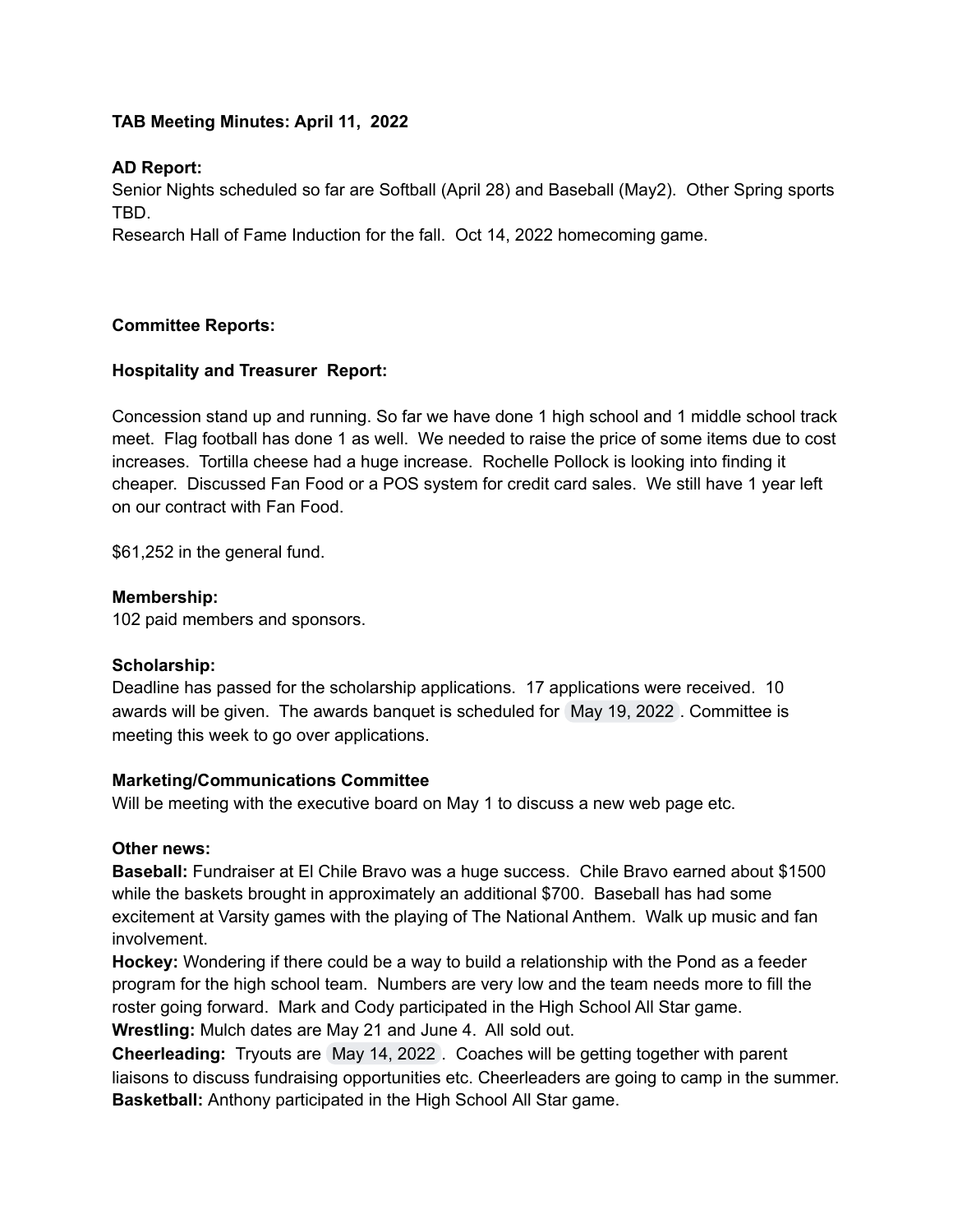**TAB Meeting Minutes: April 11, 2022**

**AD Report:**

Senior Nights scheduled so far are Softball (April 28) and Baseball (May2). Other Spring sports TBD.

Research Hall of Fame Induction for the fall. Oct 14, 2022 homecoming game.

**Committee Reports:**

**Hospitality and Treasurer Report:**

Concession stand up and running. So far we have done 1 high school and 1 middle school track meet. Flag football has done 1 as well. We needed to raise the price of some items due to cost increases. Tortilla cheese had a huge increase. Rochelle Pollock is looking into finding it cheaper. Discussed Fan Food or a POS system for credit card sales. We still have 1 year left on our contract with Fan Food.

$61,252 in the general fund.

**Membership:**

102 paid members and sponsors.

**Scholarship:**

Deadline has passed for the scholarship applications. 17 applications were received. 10 awards will be given. The awards banquet is scheduled for May 19, 2022. Committee is meeting this week to go over applications.

**Marketing/Communications Committee**

Will be meeting with the executive board on May 1 to discuss a new web page etc.

**Other news:**

**Baseball:** Fundraiser at El Chile Bravo was a huge success. Chile Bravo earned about $1500 while the baskets brought in approximately an additional $700. Baseball has had some excitement at Varsity games with the playing of The National Anthem. Walk up music and fan involvement.

**Hockey:** Wondering if there could be a way to build a relationship with the Pond as a feeder program for the high school team. Numbers are very low and the team needs more to fill the roster going forward. Mark and Cody participated in the High School All Star game.

**Wrestling:** Mulch dates are May 21 and June 4. All sold out.

**Cheerleading:** Tryouts are May 14, 2022. Coaches will be getting together with parent liaisons to discuss fundraising opportunities etc. Cheerleaders are going to camp in the summer.

**Basketball:** Anthony participated in the High School All Star game.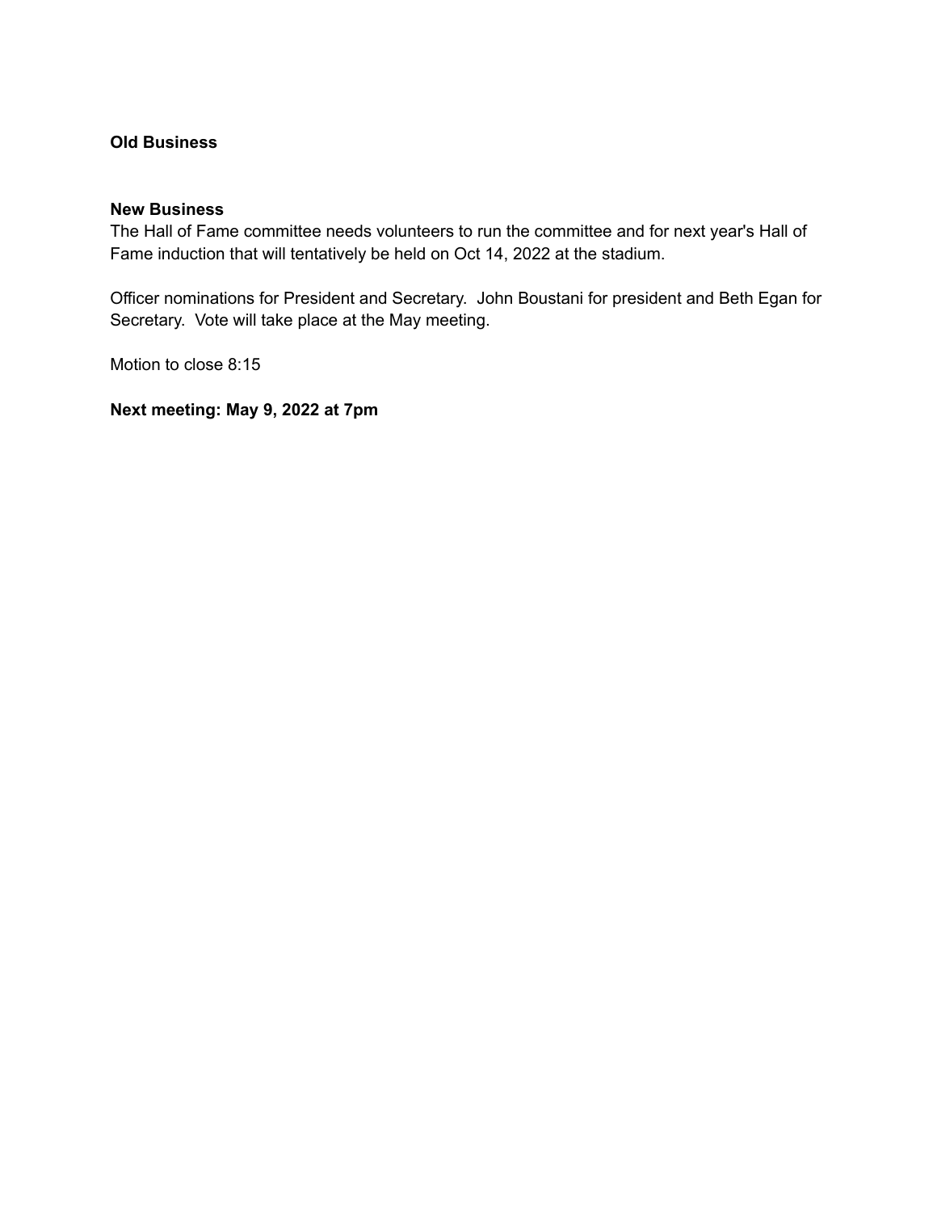**Old Business**

**New Business**

The Hall of Fame committee needs volunteers to run the committee and for next year's Hall of Fame induction that will tentatively be held on Oct 14, 2022 at the stadium.

Officer nominations for President and Secretary.  John Boustani for president and Beth Egan for Secretary.  Vote will take place at the May meeting.

Motion to close 8:15

**Next meeting: May 9, 2022 at 7pm**